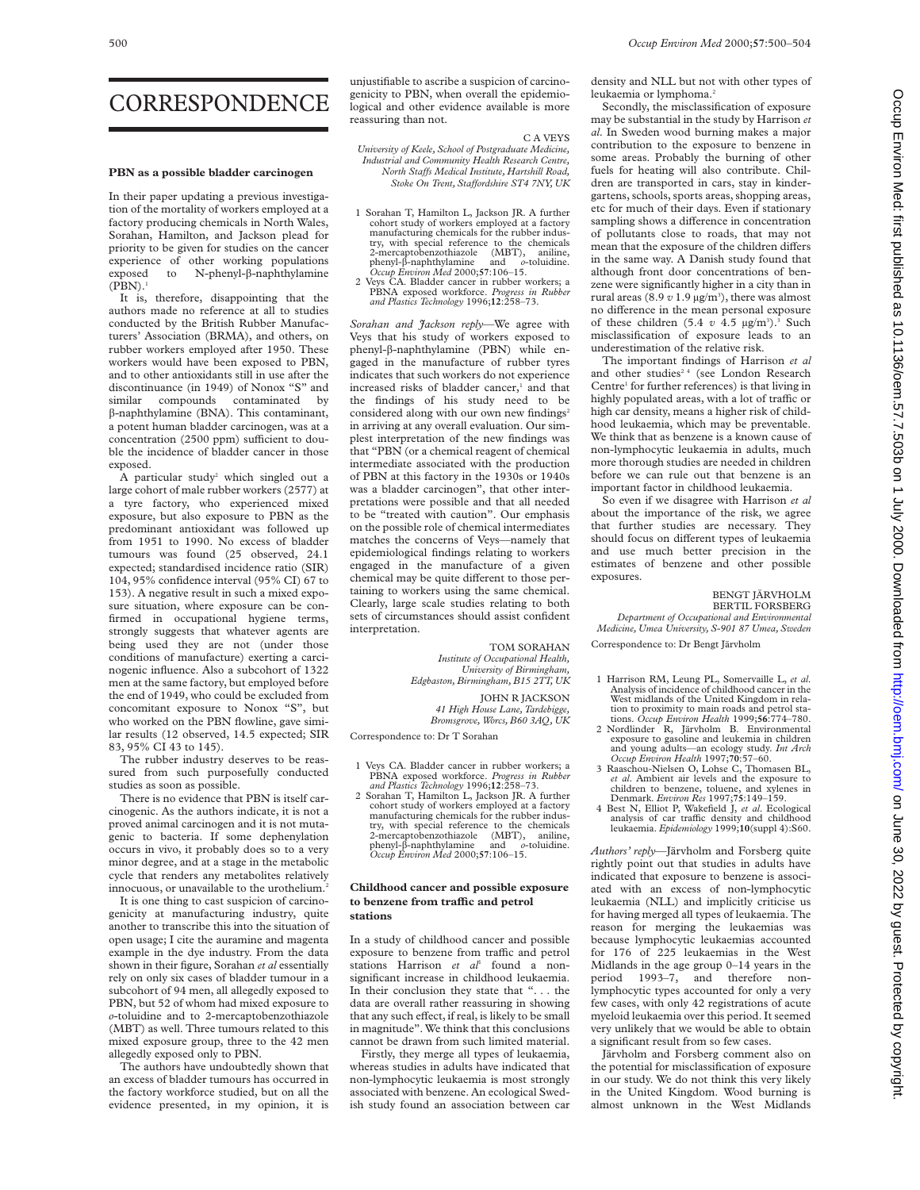# CORRESPONDENCE

## PBN as a possible bladder carcinogen

In their paper updating a previous investigation of the mortality of workers employed at a factory producing chemicals in North Wales, Sorahan, Hamilton, and Jackson plead for priority to be given for studies on the cancer experience of other working populations exposed to N-phenyl-β-naphthylamine (PBN).[1]

It is, therefore, disappointing that the authors made no reference at all to studies conducted by the British Rubber Manufacturers' Association (BRMA), and others, on rubber workers employed after 1950. These workers would have been exposed to PBN, and to other antioxidants still in use after the discontinuance (in 1949) of Nonox "S" and similar compounds contaminated by β-naphthylamine (BNA). This contaminant, a potent human bladder carcinogen, was at a concentration (2500 ppm) sufficient to double the incidence of bladder cancer in those exposed.

A particular study[2] which singled out a large cohort of male rubber workers (2577) at a tyre factory, who experienced mixed exposure, but also exposure to PBN as the predominant antioxidant was followed up from 1951 to 1990. No excess of bladder tumours was found (25 observed, 24.1 expected; standardised incidence ratio (SIR) 104, 95% confidence interval (95% CI) 67 to 153). A negative result in such a mixed exposure situation, where exposure can be confirmed in occupational hygiene terms, strongly suggests that whatever agents are being used they are not (under those conditions of manufacture) exerting a carcinogenic influence. Also a subcohort of 1322 men at the same factory, but employed before the end of 1949, who could be excluded from concomitant exposure to Nonox "S", but who worked on the PBN flowline, gave similar results (12 observed, 14.5 expected; SIR 83, 95% CI 43 to 145).

The rubber industry deserves to be reassured from such purposefully conducted studies as soon as possible.

There is no evidence that PBN is itself carcinogenic. As the authors indicate, it is not a proved animal carcinogen and it is not mutagenic to bacteria. If some dephenylation occurs in vivo, it probably does so to a very minor degree, and at a stage in the metabolic cycle that renders any metabolites relatively innocuous, or unavailable to the urothelium.[2]

It is one thing to cast suspicion of carcinogenicity at manufacturing industry, quite another to transcribe this into the situation of open usage; I cite the auramine and magenta example in the dye industry. From the data shown in their figure, Sorahan *et al* essentially rely on only six cases of bladder tumour in a subcohort of 94 men, all allegedly exposed to PBN, but 52 of whom had mixed exposure to *o*-toluidine and to 2-mercaptobenzothiazole (MBT) as well. Three tumours related to this mixed exposure group, three to the 42 men allegedly exposed only to PBN.

The authors have undoubtedly shown that an excess of bladder tumours has occurred in the factory workforce studied, but on all the evidence presented, in my opinion, it is unjustifiable to ascribe a suspicion of carcinogenicity to PBN, when overall the epidemiological and other evidence available is more reassuring than not.

C A VEYS
*University of Keele, School of Postgraduate Medicine, Industrial and Community Health Research Centre, North Staffs Medical Institute, Hartshill Road, Stoke On Trent, Staffordshire ST4 7NY, UK*

1 Sorahan T, Hamilton L, Jackson JR. A further cohort study of workers employed at a factory manufacturing chemicals for the rubber industry, with special reference to the chemicals 2-mercaptobenzothiazole (MBT), aniline, phenyl-β-naphthylamine and *o*-toluidine. *Occup Environ Med* 2000;**57**:106–15.
2 Veys CA. Bladder cancer in rubber workers; a PBNA exposed workforce. *Progress in Rubber and Plastics Technology* 1996;**12**:258–73.

*Sorahan and Jackson reply*—We agree with Veys that his study of workers exposed to phenyl-β-naphthylamine (PBN) while engaged in the manufacture of rubber tyres indicates that such workers do not experience increased risks of bladder cancer,[1] and that the findings of his study need to be considered along with our own new findings[2] in arriving at any overall evaluation. Our simplest interpretation of the new findings was that "PBN (or a chemical reagent of chemical intermediate associated with the production of PBN at this factory in the 1930s or 1940s was a bladder carcinogen", that other interpretations were possible and that all needed to be "treated with caution". Our emphasis on the possible role of chemical intermediates matches the concerns of Veys—namely that epidemiological findings relating to workers engaged in the manufacture of a given chemical may be quite different to those pertaining to workers using the same chemical. Clearly, large scale studies relating to both sets of circumstances should assist confident interpretation.

TOM SORAHAN
*Institute of Occupational Health, University of Birmingham, Edgbaston, Birmingham, B15 2TT, UK*

JOHN R JACKSON
*41 High House Lane, Tardebigge, Bromsgrove, Worcs, B60 3AQ, UK*

Correspondence to: Dr T Sorahan

1 Veys CA. Bladder cancer in rubber workers; a PBNA exposed workforce. *Progress in Rubber and Plastics Technology* 1996;**12**:258–73.
2 Sorahan T, Hamilton L, Jackson JR. A further cohort study of workers employed at a factory manufacturing chemicals for the rubber industry, with special reference to the chemicals 2-mercaptobenzothiazole (MBT), aniline, phenyl-β-naphthylamine and *o*-toluidine. *Occup Environ Med* 2000;**57**:106–15.

## Childhood cancer and possible exposure to benzene from traffic and petrol stations

In a study of childhood cancer and possible exposure to benzene from traffic and petrol stations Harrison *et al*[1] found a non-significant increase in childhood leukaemia. In their conclusion they state that ". . . the data are overall rather reassuring in showing that any such effect, if real, is likely to be small in magnitude". We think that this conclusions cannot be drawn from such limited material.

Firstly, they merge all types of leukaemia, whereas studies in adults have indicated that non-lymphocytic leukaemia is most strongly associated with benzene. An ecological Swedish study found an association between car density and NLL but not with other types of leukaemia or lymphoma.[2]

Secondly, the misclassification of exposure may be substantial in the study by Harrison *et al*. In Sweden wood burning makes a major contribution to the exposure to benzene in some areas. Probably the burning of other fuels for heating will also contribute. Children are transported in cars, stay in kindergartens, schools, sports areas, shopping areas, etc for much of their days. Even if stationary sampling shows a difference in concentration of pollutants close to roads, that may not mean that the exposure of the children differs in the same way. A Danish study found that although front door concentrations of benzene were significantly higher in a city than in rural areas (8.9 *v* 1.9 μg/m$^3$), there was almost no difference in the mean personal exposure of these children (5.4 *v* 4.5 μg/m$^3$).[3] Such misclassification of exposure leads to an underestimation of the relative risk.

The important findings of Harrison *et al* and other studies[2 4] (see London Research Centre[1] for further references) is that living in highly populated areas, with a lot of traffic or high car density, means a higher risk of childhood leukaemia, which may be preventable. We think that as benzene is a known cause of non-lymphocytic leukaemia in adults, much more thorough studies are needed in children before we can rule out that benzene is an important factor in childhood leukaemia.

So even if we disagree with Harrison *et al* about the importance of the risk, we agree that further studies are necessary. They should focus on different types of leukaemia and use much better precision in the estimates of benzene and other possible exposures.

BENGT JÄRVHOLM
BERTIL FORSBERG
*Department of Occupational and Environmental Medicine, Umea University, S-901 87 Umea, Sweden*

Correspondence to: Dr Bengt Järvholm

1 Harrison RM, Leung PL, Somervaille L, *et al*. Analysis of incidence of childhood cancer in the West midlands of the United Kingdom in relation to proximity to main roads and petrol stations. *Occup Environ Health* 1999;**56**:774–780.
2 Nordlinder R, Järvholm B. Environmental exposure to gasoline and leukemia in children and young adults—an ecology study. *Int Arch Occup Environ Health* 1997;**70**:57–60.
3 Raaschou-Nielsen O, Lohse C, Thomasen BL, *et al*. Ambient air levels and the exposure to children to benzene, toluene, and xylenes in Denmark. *Environ Res* 1997;**75**:149–159.
4 Best N, Elliot P, Wakefield J, *et al*. Ecological analysis of car traffic density and childhood leukaemia. *Epidemiology* 1999;**10**(suppl 4):S60.

*Authors' reply*—Järvholm and Forsberg quite rightly point out that studies in adults have indicated that exposure to benzene is associated with an excess of non-lymphocytic leukaemia (NLL) and implicitly criticise us for having merged all types of leukaemia. The reason for merging the leukaemias was because lymphocytic leukaemias accounted for 176 of 225 leukaemias in the West Midlands in the age group 0–14 years in the period 1993–7, and therefore non-lymphocytic types accounted for only a very few cases, with only 42 registrations of acute myeloid leukaemia over this period. It seemed very unlikely that we would be able to obtain a significant result from so few cases.

Järvholm and Forsberg comment also on the potential for misclassification of exposure in our study. We do not think this very likely in the United Kingdom. Wood burning is almost unknown in the West Midlands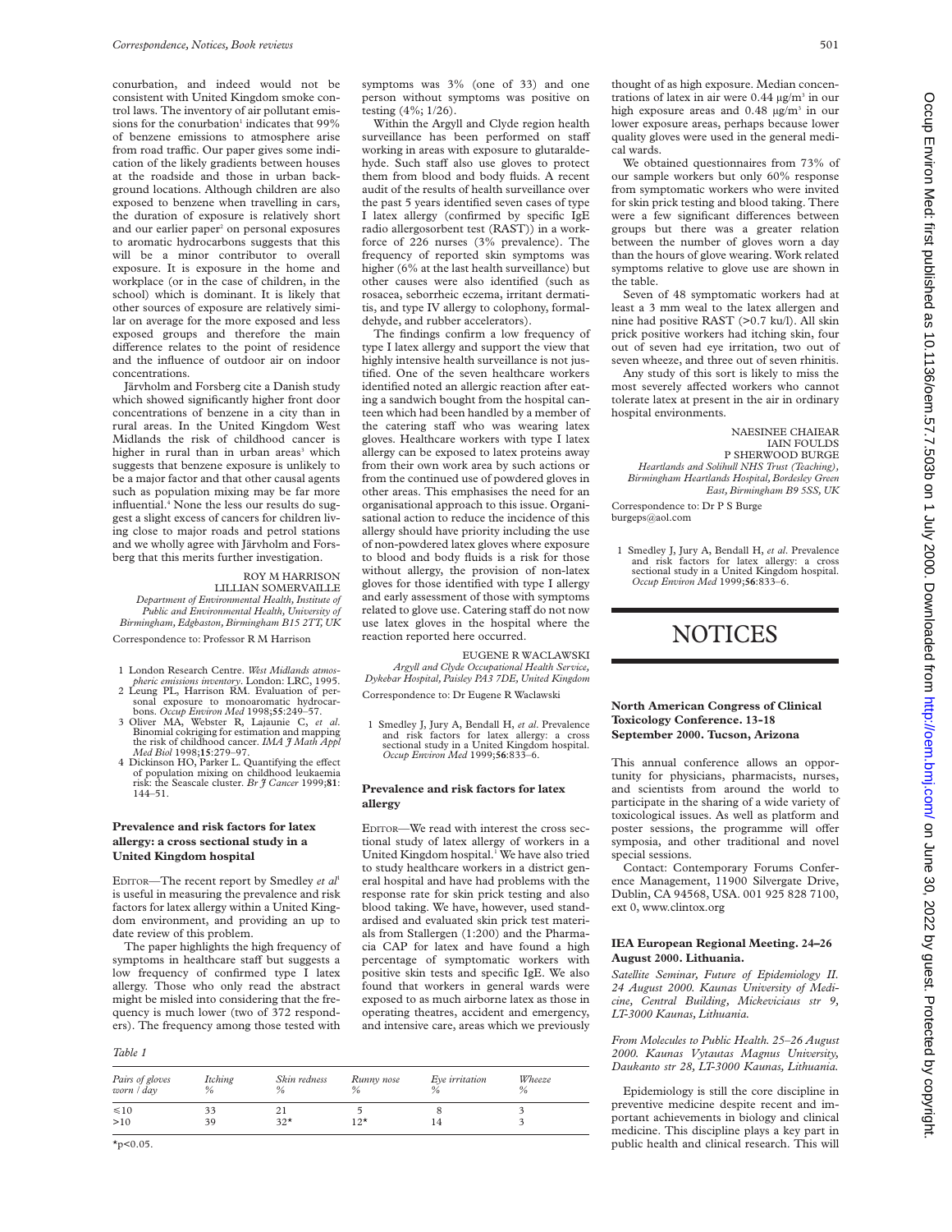conurbation, and indeed would not be consistent with United Kingdom smoke control laws. The inventory of air pollutant emissions for the conurbation[1] indicates that 99% of benzene emissions to atmosphere arise from road traffic. Our paper gives some indication of the likely gradients between houses at the roadside and those in urban background locations. Although children are also exposed to benzene when travelling in cars, the duration of exposure is relatively short and our earlier paper[2] on personal exposures to aromatic hydrocarbons suggests that this will be a minor contributor to overall exposure. It is exposure in the home and workplace (or in the case of children, in the school) which is dominant. It is likely that other sources of exposure are relatively similar on average for the more exposed and less exposed groups and therefore the main difference relates to the point of residence and the influence of outdoor air on indoor concentrations.

Järvholm and Forsberg cite a Danish study which showed significantly higher front door concentrations of benzene in a city than in rural areas. In the United Kingdom West Midlands the risk of childhood cancer is higher in rural than in urban areas[3] which suggests that benzene exposure is unlikely to be a major factor and that other causal agents such as population mixing may be far more influential.[4] None the less our results do suggest a slight excess of cancers for children living close to major roads and petrol stations and we wholly agree with Järvholm and Forsberg that this merits further investigation.

ROY M HARRISON
LILLIAN SOMERVAILLE
*Department of Environmental Health, Institute of Public and Environmental Health, University of Birmingham, Edgbaston, Birmingham B15 2TT, UK*

Correspondence to: Professor R M Harrison

1 London Research Centre. *West Midlands atmospheric emissions inventory*. London: LRC, 1995.
2 Leung PL, Harrison RM. Evaluation of personal exposure to monoaromatic hydrocarbons. *Occup Environ Med* 1998;**55**:249–57.
3 Oliver MA, Webster R, Lajaunie C, *et al*. Binomial cokriging for estimation and mapping the risk of childhood cancer. *IMA J Math Appl Med Biol* 1998;**15**:279–97.
4 Dickinson HO, Parker L. Quantifying the effect of population mixing on childhood leukaemia risk: the Seascale cluster. *Br J Cancer* 1999;**81**: 144–51.

## Prevalence and risk factors for latex allergy: a cross sectional study in a United Kingdom hospital

EDITOR—The recent report by Smedley *et al*[1] is useful in measuring the prevalence and risk factors for latex allergy within a United Kingdom environment, and providing an up to date review of this problem.

The paper highlights the high frequency of symptoms in healthcare staff but suggests a low frequency of confirmed type I latex allergy. Those who only read the abstract might be misled into considering that the frequency is much lower (two of 372 responders). The frequency among those tested with symptoms was 3% (one of 33) and one person without symptoms was positive on testing (4%; 1/26).

Within the Argyll and Clyde region health surveillance has been performed on staff working in areas with exposure to glutaraldehyde. Such staff also use gloves to protect them from blood and body fluids. A recent audit of the results of health surveillance over the past 5 years identified seven cases of type I latex allergy (confirmed by specific IgE radio allergosorbent test (RAST)) in a workforce of 226 nurses (3% prevalence). The frequency of reported skin symptoms was higher (6% at the last health surveillance) but other causes were also identified (such as rosacea, seborrheic eczema, irritant dermatitis, and type IV allergy to colophony, formaldehyde, and rubber accelerators).

The findings confirm a low frequency of type I latex allergy and support the view that highly intensive health surveillance is not justified. One of the seven healthcare workers identified noted an allergic reaction after eating a sandwich bought from the hospital canteen which had been handled by a member of the catering staff who was wearing latex gloves. Healthcare workers with type I latex allergy can be exposed to latex proteins away from their own work area by such actions or from the continued use of powdered gloves in other areas. This emphasises the need for an organisational approach to this issue. Organisational action to reduce the incidence of this allergy should have priority including the use of non-powdered latex gloves where exposure to blood and body fluids is a risk for those without allergy, the provision of non-latex gloves for those identified with type I allergy and early assessment of those with symptoms related to glove use. Catering staff do not now use latex gloves in the hospital where the reaction reported here occurred.

EUGENE R WACLAWSKI
*Argyll and Clyde Occupational Health Service, Dykebar Hospital, Paisley PA3 7DE, United Kingdom*

Correspondence to: Dr Eugene R Waclawski

1 Smedley J, Jury A, Bendall H, *et al*. Prevalence and risk factors for latex allergy: a cross sectional study in a United Kingdom hospital. *Occup Environ Med* 1999;**56**:833–6.

## Prevalence and risk factors for latex allergy

EDITOR—We read with interest the cross sectional study of latex allergy of workers in a United Kingdom hospital.[1] We have also tried to study healthcare workers in a district general hospital and have had problems with the response rate for skin prick testing and also blood taking. We have, however, used standardised and evaluated skin prick test materials from Stallergen (1:200) and the Pharmacia CAP for latex and have found a high percentage of symptomatic workers with positive skin tests and specific IgE. We also found that workers in general wards were exposed to as much airborne latex as those in operating theatres, accident and emergency, and intensive care, areas which we previously thought of as high exposure. Median concentrations of latex in air were 0.44 μg/m³ in our high exposure areas and 0.48 μg/m³ in our lower exposure areas, perhaps because lower quality gloves were used in the general medical wards.

We obtained questionnaires from 73% of our sample workers but only 60% response from symptomatic workers who were invited for skin prick testing and blood taking. There were a few significant differences between groups but there was a greater relation between the number of gloves worn a day than the hours of glove wearing. Work related symptoms relative to glove use are shown in the table.

*Table 1*

| *Pairs of gloves worn / day* | *Itching %* | *Skin redness %* | *Runny nose %* | *Eye irritation %* | *Wheeze %* |
|---|---|---|---|---|---|
| ≤10 | 33 | 21 | 5 | 8 | 3 |
| >10 | 39 | 32* | 12* | 14 | 3 |

*p<0.05.

Seven of 48 symptomatic workers had at least a 3 mm weal to the latex allergen and nine had positive RAST (>0.7 ku/l). All skin prick positive workers had itching skin, four out of seven had eye irritation, two out of seven wheeze, and three out of seven rhinitis.

Any study of this sort is likely to miss the most severely affected workers who cannot tolerate latex at present in the air in ordinary hospital environments.

NAESINEE CHAIEAR
IAIN FOULDS
P SHERWOOD BURGE
*Heartlands and Solihull NHS Trust (Teaching), Birmingham Heartlands Hospital, Bordesley Green East, Birmingham B9 5SS, UK*

Correspondence to: Dr P S Burge
burgeps@aol.com

1 Smedley J, Jury A, Bendall H, *et al*. Prevalence and risk factors for latex allergy: a cross sectional study in a United Kingdom hospital. *Occup Environ Med* 1999;**56**:833–6.

# NOTICES

### North American Congress of Clinical Toxicology Conference. 13–18 September 2000. Tucson, Arizona

This annual conference allows an opportunity for physicians, pharmacists, nurses, and scientists from around the world to participate in the sharing of a wide variety of toxicological issues. As well as platform and poster sessions, the programme will offer symposia, and other traditional and novel special sessions.

Contact: Contemporary Forums Conference Management, 11900 Silvergate Drive, Dublin, CA 94568, USA. 001 925 828 7100, ext 0, www.clintox.org

### IEA European Regional Meeting. 24–26 August 2000. Lithuania.

*Satellite Seminar, Future of Epidemiology II. 24 August 2000. Kaunas University of Medicine, Central Building, Mickeviciaus str 9, LT-3000 Kaunas, Lithuania.*

*From Molecules to Public Health. 25–26 August 2000. Kaunas Vytautas Magnus University, Daukanto str 28, LT-3000 Kaunas, Lithuania.*

Epidemiology is still the core discipline in preventive medicine despite recent and important achievements in biology and clinical medicine. This discipline plays a key part in public health and clinical research. This will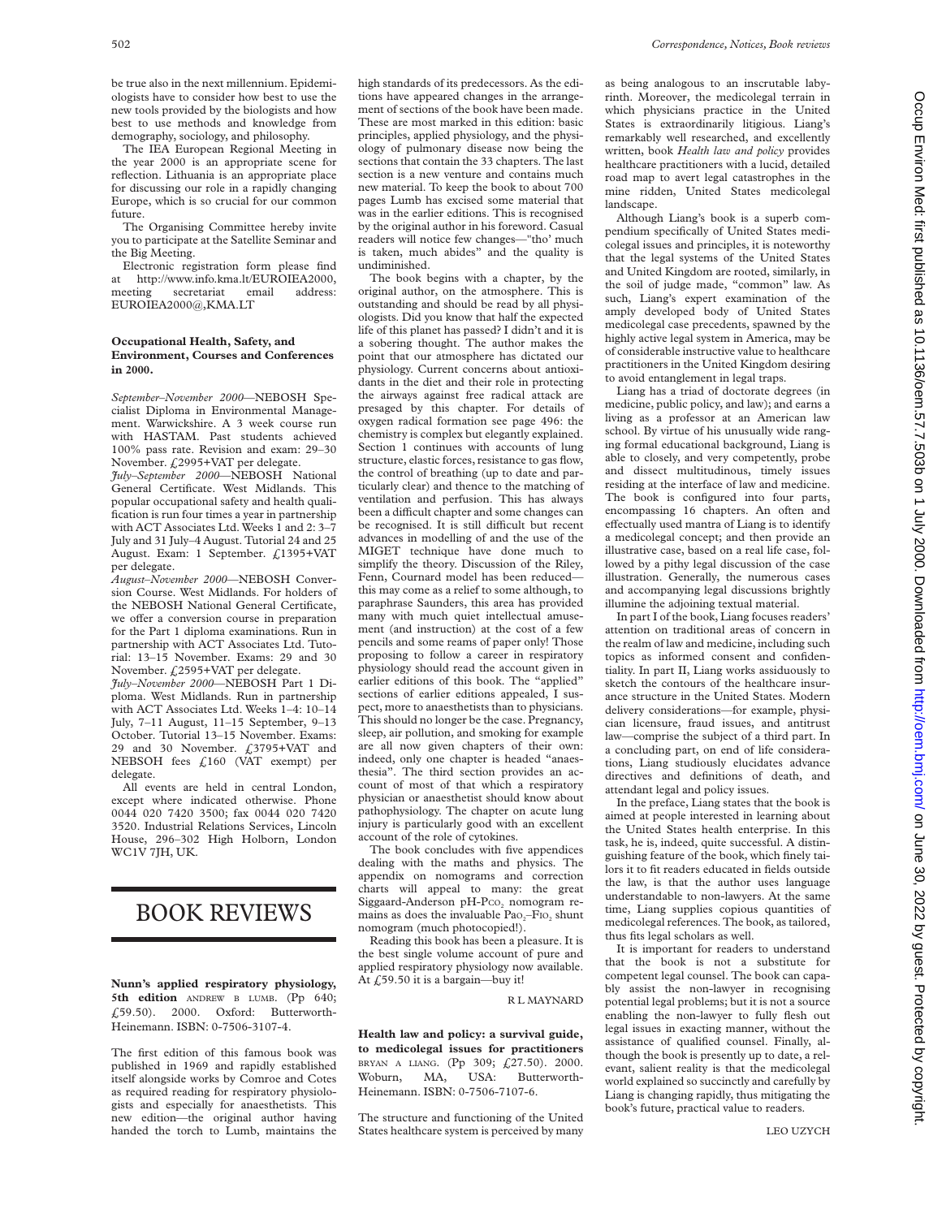be true also in the next millennium. Epidemiologists have to consider how best to use the new tools provided by the biologists and how best to use methods and knowledge from demography, sociology, and philosophy.

The IEA European Regional Meeting in the year 2000 is an appropriate scene for reflection. Lithuania is an appropriate place for discussing our role in a rapidly changing Europe, which is so crucial for our common future.

The Organising Committee hereby invite you to participate at the Satellite Seminar and the Big Meeting.

Electronic registration form please find at http://www.info.kma.lt/EUROIEA2000, meeting secretariat email address: EUROIEA2000@,KMA.LT

### Occupational Health, Safety, and Environment, Courses and Conferences in 2000.

*September–November 2000*—NEBOSH Specialist Diploma in Environmental Management. Warwickshire. A 3 week course run with HASTAM. Past students achieved 100% pass rate. Revision and exam: 29–30 November. £2995+VAT per delegate.

*July–September 2000*—NEBOSH National General Certificate. West Midlands. This popular occupational safety and health qualification is run four times a year in partnership with ACT Associates Ltd. Weeks 1 and 2: 3–7 July and 31 July–4 August. Tutorial 24 and 25 August. Exam: 1 September. £1395+VAT per delegate.

*August–November 2000*—NEBOSH Conversion Course. West Midlands. For holders of the NEBOSH National General Certificate, we offer a conversion course in preparation for the Part 1 diploma examinations. Run in partnership with ACT Associates Ltd. Tutorial: 13–15 November. Exams: 29 and 30 November. £2595+VAT per delegate.

*July–November 2000*—NEBOSH Part 1 Diploma. West Midlands. Run in partnership with ACT Associates Ltd. Weeks 1–4: 10–14 July, 7–11 August, 11–15 September, 9–13 October. Tutorial 13–15 November. Exams: 29 and 30 November. £3795+VAT and NEBSOH fees £160 (VAT exempt) per delegate.

All events are held in central London, except where indicated otherwise. Phone 0044 020 7420 3500; fax 0044 020 7420 3520. Industrial Relations Services, Lincoln House, 296–302 High Holborn, London WC1V 7JH, UK.

# BOOK REVIEWS

**Nunn's applied respiratory physiology, 5th edition** ANDREW B LUMB. (Pp 640; £59.50). 2000. Oxford: Butterworth-Heinemann. ISBN: 0-7506-3107-4.

The first edition of this famous book was published in 1969 and rapidly established itself alongside works by Comroe and Cotes as required reading for respiratory physiologists and especially for anaesthetists. This new edition—the original author having handed the torch to Lumb, maintains the high standards of its predecessors. As the editions have appeared changes in the arrangement of sections of the book have been made. These are most marked in this edition: basic principles, applied physiology, and the physiology of pulmonary disease now being the sections that contain the 33 chapters. The last section is a new venture and contains much new material. To keep the book to about 700 pages Lumb has excised some material that was in the earlier editions. This is recognised by the original author in his foreword. Casual readers will notice few changes—"tho' much is taken, much abides" and the quality is undiminished.

The book begins with a chapter, by the original author, on the atmosphere. This is outstanding and should be read by all physiologists. Did you know that half the expected life of this planet has passed? I didn't and it is a sobering thought. The author makes the point that our atmosphere has dictated our physiology. Current concerns about antioxidants in the diet and their role in protecting the airways against free radical attack are presaged by this chapter. For details of oxygen radical formation see page 496: the chemistry is complex but elegantly explained. Section 1 continues with accounts of lung structure, elastic forces, resistance to gas flow, the control of breathing (up to date and particularly clear) and thence to the matching of ventilation and perfusion. This has always been a difficult chapter and some changes can be recognised. It is still difficult but recent advances in modelling of and the use of the MIGET technique have done much to simplify the theory. Discussion of the Riley, Fenn, Cournard model has been reduced—this may come as a relief to some although, to paraphrase Saunders, this area has provided many with much quiet intellectual amusement (and instruction) at the cost of a few pencils and some reams of paper only! Those proposing to follow a career in respiratory physiology should read the account given in earlier editions of this book. The "applied" sections of earlier editions appealed, I suspect, more to anaesthetists than to physicians. This should no longer be the case. Pregnancy, sleep, air pollution, and smoking for example are all now given chapters of their own: indeed, only one chapter is headed "anaesthesia". The third section provides an account of most of that which a respiratory physician or anaesthetist should know about pathophysiology. The chapter on acute lung injury is particularly good with an excellent account of the role of cytokines.

The book concludes with five appendices dealing with the maths and physics. The appendix on nomograms and correction charts will appeal to many: the great Siggaard-Anderson pH-$P_{CO_2}$ nomogram remains as does the invaluable $Pa_{O_2}$–$F_{IO_2}$ shunt nomogram (much photocopied!).

Reading this book has been a pleasure. It is the best single volume account of pure and applied respiratory physiology now available. At £59.50 it is a bargain—buy it!

R L MAYNARD

**Health law and policy: a survival guide, to medicolegal issues for practitioners** BRYAN A LIANG. (Pp 309; £27.50). 2000. Woburn, MA, USA: Butterworth-Heinemann. ISBN: 0-7506-7107-6.

The structure and functioning of the United States healthcare system is perceived by many as being analogous to an inscrutable labyrinth. Moreover, the medicolegal terrain in which physicians practice in the United States is extraordinarily litigious. Liang's remarkably well researched, and excellently written, book *Health law and policy* provides healthcare practitioners with a lucid, detailed road map to avert legal catastrophes in the mine ridden, United States medicolegal landscape.

Although Liang's book is a superb compendium specifically of United States medicolegal issues and principles, it is noteworthy that the legal systems of the United States and United Kingdom are rooted, similarly, in the soil of judge made, "common" law. As such, Liang's expert examination of the amply developed body of United States medicolegal case precedents, spawned by the highly active legal system in America, may be of considerable instructive value to healthcare practitioners in the United Kingdom desiring to avoid entanglement in legal traps.

Liang has a triad of doctorate degrees (in medicine, public policy, and law); and earns a living as a professor at an American law school. By virtue of his unusually wide ranging formal educational background, Liang is able to closely, and very competently, probe and dissect multitudinous, timely issues residing at the interface of law and medicine. The book is configured into four parts, encompassing 16 chapters. An often and effectually used mantra of Liang is to identify a medicolegal concept; and then provide an illustrative case, based on a real life case, followed by a pithy legal discussion of the case illustration. Generally, the numerous cases and accompanying legal discussions brightly illumine the adjoining textual material.

In part I of the book, Liang focuses readers' attention on traditional areas of concern in the realm of law and medicine, including such topics as informed consent and confidentiality. In part II, Liang works assiduously to sketch the contours of the healthcare insurance structure in the United States. Modern delivery considerations—for example, physician licensure, fraud issues, and antitrust law—comprise the subject of a third part. In a concluding part, on end of life considerations, Liang studiously elucidates advance directives and definitions of death, and attendant legal and policy issues.

In the preface, Liang states that the book is aimed at people interested in learning about the United States health enterprise. In this task, he is, indeed, quite successful. A distinguishing feature of the book, which finely tailors it to fit readers educated in fields outside the law, is that the author uses language understandable to non-lawyers. At the same time, Liang supplies copious quantities of medicolegal references. The book, as tailored, thus fits legal scholars as well.

It is important for readers to understand that the book is not a substitute for competent legal counsel. The book can capably assist the non-lawyer in recognising potential legal problems; but it is not a source enabling the non-lawyer to fully flesh out legal issues in exacting manner, without the assistance of qualified counsel. Finally, although the book is presently up to date, a relevant, salient reality is that the medicolegal world explained so succinctly and carefully by Liang is changing rapidly, thus mitigating the book's future, practical value to readers.

LEO UZYCH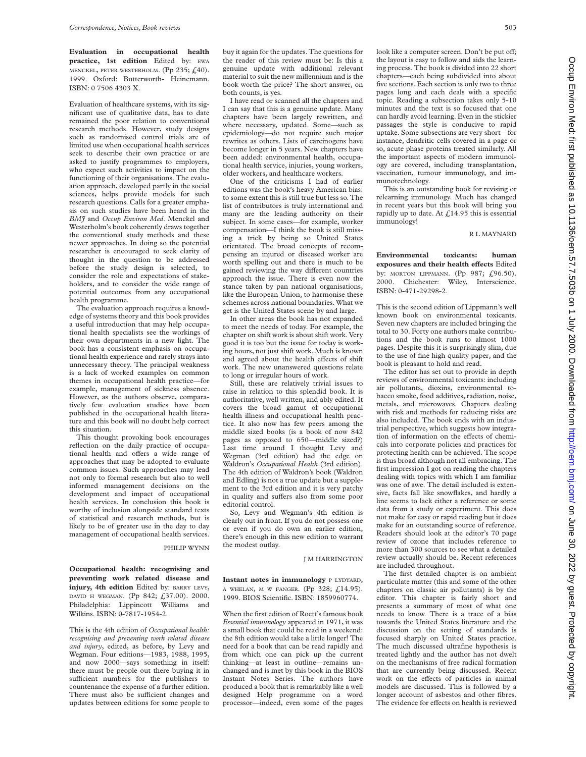**Evaluation in occupational health practice, 1st edition** Edited by: EWA MENCKEL, PETER WESTERHOLM. (Pp 235; £40). 1999. Oxford: Butterworth- Heinemann. ISBN: 0 7506 4303 X.

Evaluation of healthcare systems, with its significant use of qualitative data, has to date remained the poor relation to conventional research methods. However, study designs such as randomised control trials are of limited use when occupational health services seek to describe their own practice or are asked to justify programmes to employers, who expect such activities to impact on the functioning of their organisations. The evaluation approach, developed partly in the social sciences, helps provide models for such research questions. Calls for a greater emphasis on such studies have been heard in the *BMJ* and *Occup Environ Med*. Menckel and Westerholm's book coherently draws together the conventional study methods and these newer approaches. In doing so the potential researcher is encouraged to seek clarity of thought in the question to be addressed before the study design is selected, to consider the role and expectations of stakeholders, and to consider the wide range of potential outcomes from any occupational health programme.

The evaluation approach requires a knowledge of systems theory and this book provides a useful introduction that may help occupational health specialists see the workings of their own departments in a new light. The book has a consistent emphasis on occupational health experience and rarely strays into unnecessary theory. The principal weakness is a lack of worked examples on common themes in occupational health practice—for example, management of sickness absence. However, as the authors observe, comparatively few evaluation studies have been published in the occupational health literature and this book will no doubt help correct this situation.

This thought provoking book encourages reflection on the daily practice of occupational health and offers a wide range of approaches that may be adopted to evaluate common issues. Such approaches may lead not only to formal research but also to well informed management decisions on the development and impact of occupational health services. In conclusion this book is worthy of inclusion alongside standard texts of statistical and research methods, but is likely to be of greater use in the day to day management of occupational health services.

PHILIP WYNN

**Occupational health: recognising and preventing work related disease and injury, 4th edition** Edited by: BARRY LEVY, DAVID H WEGMAN. (Pp 842; £37.00). 2000. Philadelphia: Lippincott Williams and Wilkins. ISBN: 0-7817-1954-2.

This is the 4th edition of *Occupational health: recognising and preventing work related disease and injury*, edited, as before, by Levy and Wegman. Four editions—1983, 1988, 1995, and now 2000—says something in itself: there must be people out there buying it in sufficient numbers for the publishers to countenance the expense of a further edition. There must also be sufficient changes and updates between editions for some people to buy it again for the updates. The questions for the reader of this review must be: Is this a genuine update with additional relevant material to suit the new millennium and is the book worth the price? The short answer, on both counts, is yes.

I have read or scanned all the chapters and I can say that this is a genuine update. Many chapters have been largely rewritten, and where necessary, updated. Some—such as epidemiology—do not require such major rewrites as others. Lists of carcinogens have become longer in 5 years. New chapters have been added: environmental health, occupational health service, injuries, young workers, older workers, and healthcare workers.

One of the criticisms I had of earlier editions was the book's heavy American bias: to some extent this is still true but less so. The list of contributors is truly international and many are the leading authority on their subject. In some cases—for example, worker compensation—I think the book is still missing a trick by being so United States orientated. The broad concepts of recompensing an injured or diseased worker are worth spelling out and there is much to be gained reviewing the way different countries approach the issue. There is even now the stance taken by pan national organisations, like the European Union, to harmonise these schemes across national boundaries. What we get is the United States scene by and large.

In other areas the book has not expanded to meet the needs of today. For example, the chapter on shift work is about shift work. Very good it is too but the issue for today is working hours, not just shift work. Much is known and agreed about the health effects of shift work. The new unanswered questions relate to long or irregular hours of work.

Still, these are relatively trivial issues to raise in relation to this splendid book. It is authoritative, well written, and ably edited. It covers the broad gamut of occupational health illness and occupational health practice. It also now has few peers among the middle sized books (is a book of now 842 pages as opposed to 650—middle sized?) Last time around I thought Levy and Wegman (3rd edition) had the edge on Waldron's *Occupational Health* (3rd edition). The 4th edition of Waldron's book (Waldron and Edling) is not a true update but a supplement to the 3rd edition and it is very patchy in quality and suffers also from some poor editorial control.

So, Levy and Wegman's 4th edition is clearly out in front. If you do not possess one or even if you do own an earlier edition, there's enough in this new edition to warrant the modest outlay.

J M HARRINGTON

**Instant notes in immunology** P LYDYARD, A WHELAN, M W FANGER. (Pp 328; £14.95). 1999. BIOS Scientific. ISBN: 1859960774.

When the first edition of Roett's famous book *Essential immunology* appeared in 1971, it was a small book that could be read in a weekend: the 8th edition would take a little longer! The need for a book that can be read rapidly and from which one can pick up the current thinking—at least in outline—remains unchanged and is met by this book in the BIOS Instant Notes Series. The authors have produced a book that is remarkably like a well designed Help programme on a word processor—indeed, even some of the pages look like a computer screen. Don't be put off; the layout is easy to follow and aids the learning process. The book is divided into 22 short chapters—each being subdivided into about five sections. Each section is only two to three pages long and each deals with a specific topic. Reading a subsection takes only 5-10 minutes and the text is so focused that one can hardly avoid learning. Even in the stickier passages the style is conducive to rapid uptake. Some subsections are very short—for instance, dendritic cells covered in a page or so, acute phase proteins treated similarly. All the important aspects of modern immunology are covered, including transplantation, vaccination, tumour immunology, and immunotechnology.

This is an outstanding book for revising or relearning immunology. Much has changed in recent years but this book will bring you rapidly up to date. At £14.95 this is essential immunology!

R L MAYNARD

**Environmental toxicants: human exposures and their health effects** Edited by: MORTON LIPPMANN. (Pp 987; £96.50). 2000. Chichester: Wiley, Interscience. ISBN: 0-471-29298-2.

This is the second edition of Lippmann's well known book on environmental toxicants. Seven new chapters are included bringing the total to 30. Forty one authors make contributions and the book runs to almost 1000 pages. Despite this it is surprisingly slim, due to the use of fine high quality paper, and the book is pleasant to hold and read.

The editor has set out to provide in depth reviews of environmental toxicants: including air pollutants, dioxins, environmental tobacco smoke, food additives, radiation, noise, metals, and microwaves. Chapters dealing with risk and methods for reducing risks are also included. The book ends with an industrial perspective, which suggests how integration of information on the effects of chemicals into corporate policies and practices for protecting health can be achieved. The scope is thus broad although not all embracing. The first impression I got on reading the chapters dealing with topics with which I am familiar was one of awe. The detail included is extensive, facts fall like snowflakes, and hardly a line seems to lack either a reference or some data from a study or experiment. This does not make for easy or rapid reading but it does make for an outstanding source of reference. Readers should look at the editor's 70 page review of ozone that includes reference to more than 300 sources to see what a detailed review actually should be. Recent references are included throughout.

The first detailed chapter is on ambient particulate matter (this and some of the other chapters on classic air pollutants) is by the editor. This chapter is fairly short and presents a summary of most of what one needs to know. There is a trace of a bias towards the United States literature and the discussion on the setting of standards is focused sharply on United States practice. The much discussed ultrafine hypothesis is treated lightly and the author has not dwelt on the mechanisms of free radical formation that are currently being discussed. Recent work on the effects of particles in animal models are discussed. This is followed by a longer account of asbestos and other fibres. The evidence for effects on health is reviewed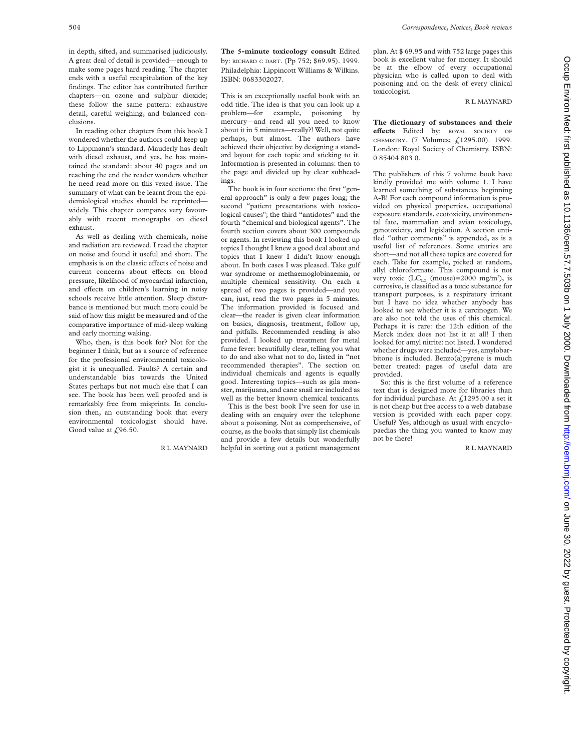in depth, sifted, and summarised judiciously. A great deal of detail is provided—enough to make some pages hard reading. The chapter ends with a useful recapitulation of the key findings. The editor has contributed further chapters—on ozone and sulphur dioxide; these follow the same pattern: exhaustive detail, careful weighing, and balanced conclusions.

In reading other chapters from this book I wondered whether the authors could keep up to Lippmann's standard. Mauderly has dealt with diesel exhaust, and yes, he has maintained the standard: about 40 pages and on reaching the end the reader wonders whether he need read more on this vexed issue. The summary of what can be learnt from the epidemiological studies should be reprinted—widely. This chapter compares very favourably with recent monographs on diesel exhaust.

As well as dealing with chemicals, noise and radiation are reviewed. I read the chapter on noise and found it useful and short. The emphasis is on the classic effects of noise and current concerns about effects on blood pressure, likelihood of myocardial infarction, and effects on children's learning in noisy schools receive little attention. Sleep disturbance is mentioned but much more could be said of how this might be measured and of the comparative importance of mid-sleep waking and early morning waking.

Who, then, is this book for? Not for the beginner I think, but as a source of reference for the professional environmental toxicologist it is unequalled. Faults? A certain and understandable bias towards the United States perhaps but not much else that I can see. The book has been well proofed and is remarkably free from misprints. In conclusion then, an outstanding book that every environmental toxicologist should have. Good value at £96.50.

R L MAYNARD

**The 5-minute toxicology consult** Edited by: RICHARD C DART. (Pp 752; $69.95). 1999. Philadelphia: Lippincott Williams & Wilkins. ISBN: 0683302027.

This is an exceptionally useful book with an odd title. The idea is that you can look up a problem—for example, poisoning by mercury—and read all you need to know about it in 5 minutes—really?! Well, not quite perhaps, but almost. The authors have achieved their objective by designing a standard layout for each topic and sticking to it. Information is presented in columns: then to the page and divided up by clear subheadings.

The book is in four sections: the first "general approach" is only a few pages long; the second "patient presentations with toxicological causes"; the third "antidotes" and the fourth "chemical and biological agents". The fourth section covers about 300 compounds or agents. In reviewing this book I looked up topics I thought I knew a good deal about and topics that I knew I didn't know enough about. In both cases I was pleased. Take gulf war syndrome or methaemoglobinaemia, or multiple chemical sensitivity. On each a spread of two pages is provided—and you can, just, read the two pages in 5 minutes. The information provided is focused and clear—the reader is given clear information on basics, diagnosis, treatment, follow up, and pitfalls. Recommended reading is also provided. I looked up treatment for metal fume fever: beautifully clear, telling you what to do and also what not to do, listed in "not recommended therapies". The section on individual chemicals and agents is equally good. Interesting topics—such as gila monster, marijuana, and cane snail are included as well as the better known chemical toxicants.

This is the best book I've seen for use in dealing with an enquiry over the telephone about a poisoning. Not as comprehensive, of course, as the books that simply list chemicals and provide a few details but wonderfully helpful in sorting out a patient management plan. At $ 69.95 and with 752 large pages this book is excellent value for money. It should be at the elbow of every occupational physician who is called upon to deal with poisoning and on the desk of every clinical toxicologist.

R L MAYNARD

**The dictionary of substances and their effects** Edited by: ROYAL SOCIETY OF CHEMISTRY. (7 Volumes; £1295.00). 1999. London: Royal Society of Chemistry. ISBN: 0 85404 803 0.

The publishers of this 7 volume book have kindly provided me with volume 1. I have learned something of substances beginning A-B! For each compound information is provided on physical properties, occupational exposure standards, ecotoxicity, environmental fate, mammalian and avian toxicology, genotoxicity, and legislation. A section entitled "other comments" is appended, as is a useful list of references. Some entries are short—and not all these topics are covered for each. Take for example, picked at random, allyl chloroformate. This compound is not very toxic ($LC_{LO}$ (mouse)=2000 mg/m$^3$), is corrosive, is classified as a toxic substance for transport purposes, is a respiratory irritant but I have no idea whether anybody has looked to see whether it is a carcinogen. We are also not told the uses of this chemical. Perhaps it is rare: the 12th edition of the Merck index does not list it at all! I then looked for amyl nitrite: not listed. I wondered whether drugs were included—yes, amylobarbitone is included. Benzo(a)pyrene is much better treated: pages of useful data are provided.

So: this is the first volume of a reference text that is designed more for libraries than for individual purchase. At £1295.00 a set it is not cheap but free access to a web database version is provided with each paper copy. Useful? Yes, although as usual with encyclopaedias the thing you wanted to know may not be there!

R L MAYNARD